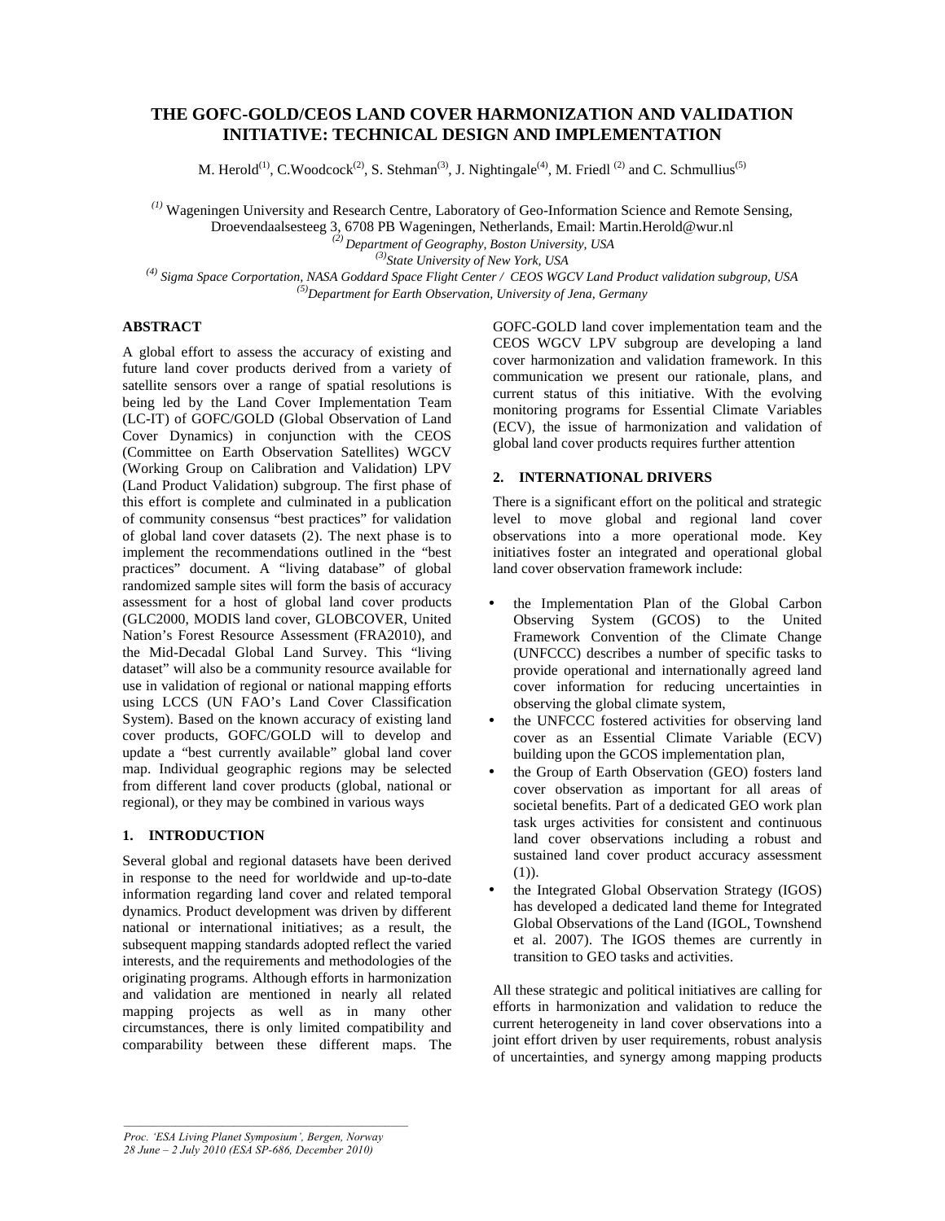# THE GOFC-GOLD/CEOS LAND COVER HARMONIZATION AND VALIDATION INITIATIVE: TECHNICAL DESIGN AND IMPLEMENTATION

M. Herold[(1)], C.Woodcock[(2)], S. Stehman[(3)], J. Nightingale[(4)], M. Friedl [(2)] and C. Schmullius[(5)]

[(1)] Wageningen University and Research Centre, Laboratory of Geo-Information Science and Remote Sensing, Droevendaalsesteeg 3, 6708 PB Wageningen, Netherlands, Email: Martin.Herold@wur.nl

[(2)] *Department of Geography, Boston University, USA*

[(3)] *State University of New York, USA*

[(4)] *Sigma Space Corportation, NASA Goddard Space Flight Center / CEOS WGCV Land Product validation subgroup, USA*

[(5)] *Department for Earth Observation, University of Jena, Germany*

## ABSTRACT

A global effort to assess the accuracy of existing and future land cover products derived from a variety of satellite sensors over a range of spatial resolutions is being led by the Land Cover Implementation Team (LC-IT) of GOFC/GOLD (Global Observation of Land Cover Dynamics) in conjunction with the CEOS (Committee on Earth Observation Satellites) WGCV (Working Group on Calibration and Validation) LPV (Land Product Validation) subgroup. The first phase of this effort is complete and culminated in a publication of community consensus "best practices" for validation of global land cover datasets (2). The next phase is to implement the recommendations outlined in the "best practices" document. A "living database" of global randomized sample sites will form the basis of accuracy assessment for a host of global land cover products (GLC2000, MODIS land cover, GLOBCOVER, United Nation's Forest Resource Assessment (FRA2010), and the Mid-Decadal Global Land Survey. This "living dataset" will also be a community resource available for use in validation of regional or national mapping efforts using LCCS (UN FAO's Land Cover Classification System). Based on the known accuracy of existing land cover products, GOFC/GOLD will to develop and update a "best currently available" global land cover map. Individual geographic regions may be selected from different land cover products (global, national or regional), or they may be combined in various ways

## 1. INTRODUCTION

Several global and regional datasets have been derived in response to the need for worldwide and up-to-date information regarding land cover and related temporal dynamics. Product development was driven by different national or international initiatives; as a result, the subsequent mapping standards adopted reflect the varied interests, and the requirements and methodologies of the originating programs. Although efforts in harmonization and validation are mentioned in nearly all related mapping projects as well as in many other circumstances, there is only limited compatibility and comparability between these different maps. The GOFC-GOLD land cover implementation team and the CEOS WGCV LPV subgroup are developing a land cover harmonization and validation framework. In this communication we present our rationale, plans, and current status of this initiative. With the evolving monitoring programs for Essential Climate Variables (ECV), the issue of harmonization and validation of global land cover products requires further attention

## 2. INTERNATIONAL DRIVERS

There is a significant effort on the political and strategic level to move global and regional land cover observations into a more operational mode. Key initiatives foster an integrated and operational global land cover observation framework include:

- the Implementation Plan of the Global Carbon Observing System (GCOS) to the United Framework Convention of the Climate Change (UNFCCC) describes a number of specific tasks to provide operational and internationally agreed land cover information for reducing uncertainties in observing the global climate system,
- the UNFCCC fostered activities for observing land cover as an Essential Climate Variable (ECV) building upon the GCOS implementation plan,
- the Group of Earth Observation (GEO) fosters land cover observation as important for all areas of societal benefits. Part of a dedicated GEO work plan task urges activities for consistent and continuous land cover observations including a robust and sustained land cover product accuracy assessment (1)).
- the Integrated Global Observation Strategy (IGOS) has developed a dedicated land theme for Integrated Global Observations of the Land (IGOL, Townshend et al. 2007). The IGOS themes are currently in transition to GEO tasks and activities.

All these strategic and political initiatives are calling for efforts in harmonization and validation to reduce the current heterogeneity in land cover observations into a joint effort driven by user requirements, robust analysis of uncertainties, and synergy among mapping products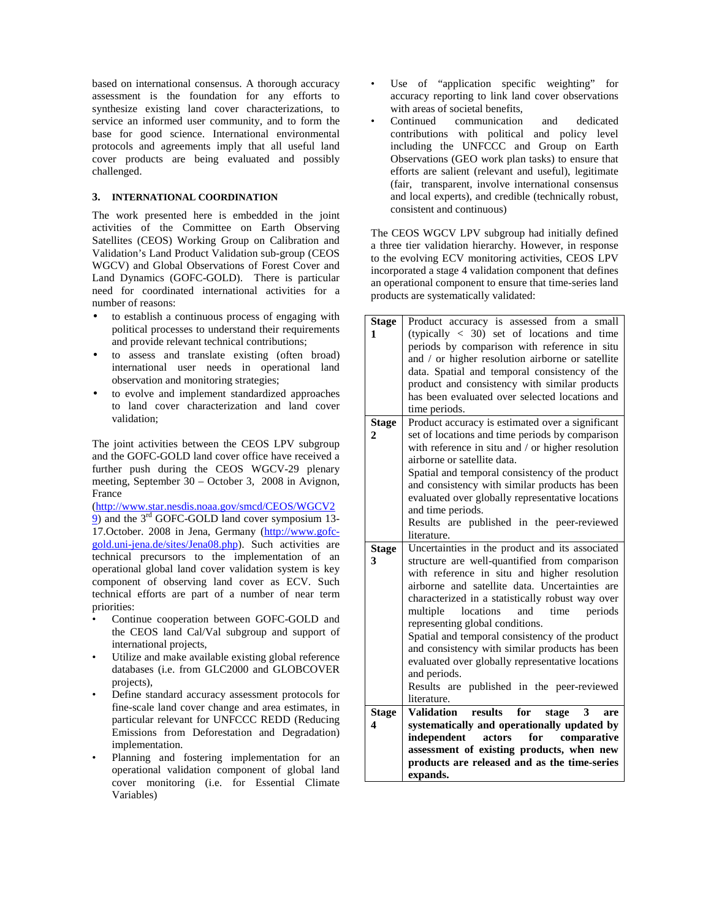based on international consensus. A thorough accuracy assessment is the foundation for any efforts to synthesize existing land cover characterizations, to service an informed user community, and to form the base for good science. International environmental protocols and agreements imply that all useful land cover products are being evaluated and possibly challenged.

## 3. INTERNATIONAL COORDINATION

The work presented here is embedded in the joint activities of the Committee on Earth Observing Satellites (CEOS) Working Group on Calibration and Validation's Land Product Validation sub-group (CEOS WGCV) and Global Observations of Forest Cover and Land Dynamics (GOFC-GOLD). There is particular need for coordinated international activities for a number of reasons:

- to establish a continuous process of engaging with political processes to understand their requirements and provide relevant technical contributions;
- to assess and translate existing (often broad) international user needs in operational land observation and monitoring strategies;
- to evolve and implement standardized approaches to land cover characterization and land cover validation;

The joint activities between the CEOS LPV subgroup and the GOFC-GOLD land cover office have received a further push during the CEOS WGCV-29 plenary meeting, September 30 – October 3, 2008 in Avignon, France (http://www.star.nesdis.noaa.gov/smcd/CEOS/WGCV29) and the 3rd GOFC-GOLD land cover symposium 13-17.October. 2008 in Jena, Germany (http://www.gofc-gold.uni-jena.de/sites/Jena08.php). Such activities are technical precursors to the implementation of an operational global land cover validation system is key component of observing land cover as ECV. Such technical efforts are part of a number of near term priorities:

- Continue cooperation between GOFC-GOLD and the CEOS land Cal/Val subgroup and support of international projects,
- Utilize and make available existing global reference databases (i.e. from GLC2000 and GLOBCOVER projects),
- Define standard accuracy assessment protocols for fine-scale land cover change and area estimates, in particular relevant for UNFCCC REDD (Reducing Emissions from Deforestation and Degradation) implementation.
- Planning and fostering implementation for an operational validation component of global land cover monitoring (i.e. for Essential Climate Variables)
- Use of "application specific weighting" for accuracy reporting to link land cover observations with areas of societal benefits,
- Continued communication and dedicated contributions with political and policy level including the UNFCCC and Group on Earth Observations (GEO work plan tasks) to ensure that efforts are salient (relevant and useful), legitimate (fair, transparent, involve international consensus and local experts), and credible (technically robust, consistent and continuous)

The CEOS WGCV LPV subgroup had initially defined a three tier validation hierarchy. However, in response to the evolving ECV monitoring activities, CEOS LPV incorporated a stage 4 validation component that defines an operational component to ensure that time-series land products are systematically validated:

| Stage | Description |
|---|---|
| **Stage 1** | Product accuracy is assessed from a small (typically < 30) set of locations and time periods by comparison with reference in situ and / or higher resolution airborne or satellite data. Spatial and temporal consistency of the product and consistency with similar products has been evaluated over selected locations and time periods. |
| **Stage 2** | Product accuracy is estimated over a significant set of locations and time periods by comparison with reference in situ and / or higher resolution airborne or satellite data. Spatial and temporal consistency of the product and consistency with similar products has been evaluated over globally representative locations and time periods. Results are published in the peer-reviewed literature. |
| **Stage 3** | Uncertainties in the product and its associated structure are well-quantified from comparison with reference in situ and higher resolution airborne and satellite data. Uncertainties are characterized in a statistically robust way over multiple locations and time periods representing global conditions. Spatial and temporal consistency of the product and consistency with similar products has been evaluated over globally representative locations and periods. Results are published in the peer-reviewed literature. |
| **Stage 4** | **Validation results for stage 3 are systematically and operationally updated by independent actors for comparative assessment of existing products, when new products are released and as the time-series expands.** |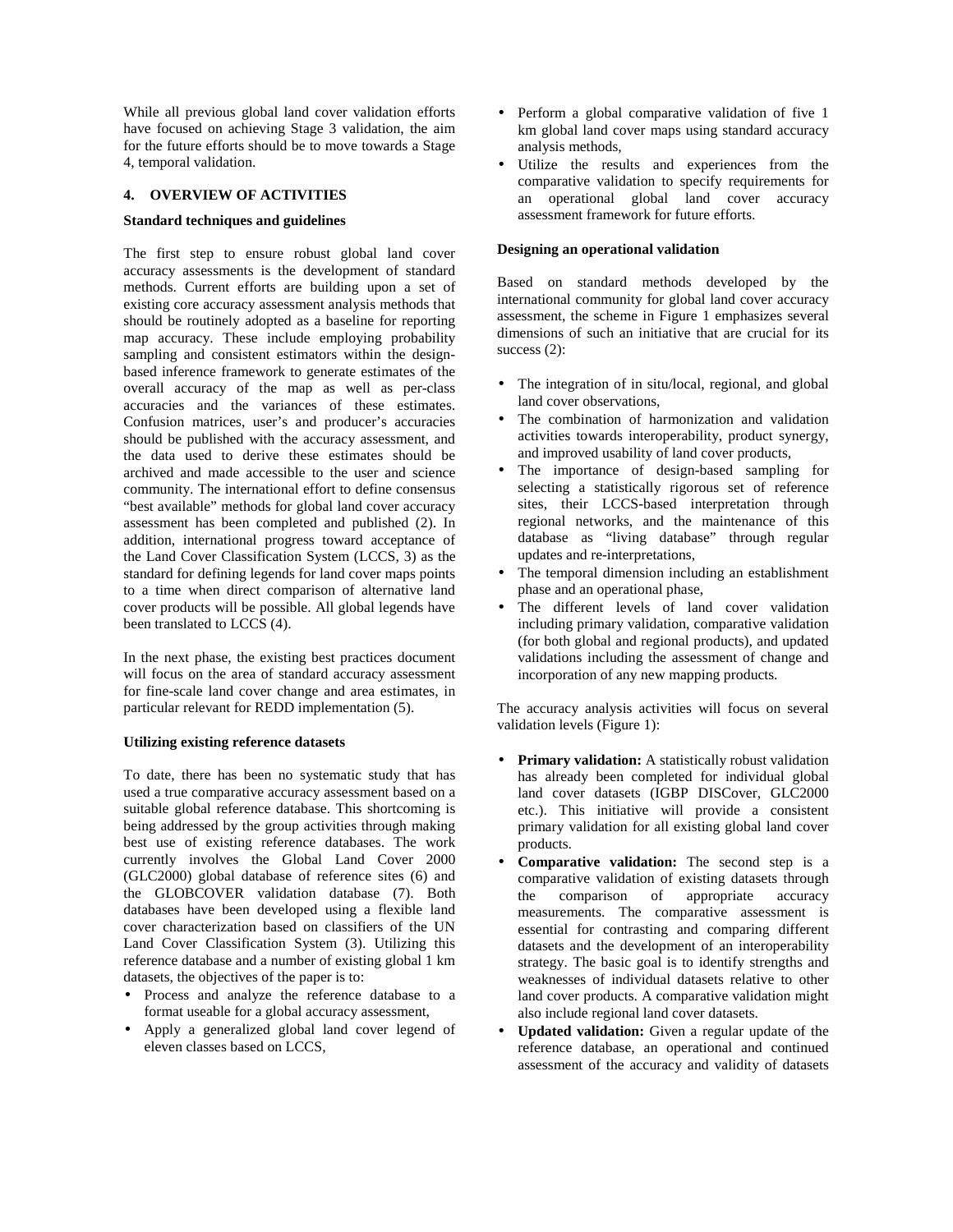While all previous global land cover validation efforts have focused on achieving Stage 3 validation, the aim for the future efforts should be to move towards a Stage 4, temporal validation.

## 4. OVERVIEW OF ACTIVITIES

### Standard techniques and guidelines

The first step to ensure robust global land cover accuracy assessments is the development of standard methods. Current efforts are building upon a set of existing core accuracy assessment analysis methods that should be routinely adopted as a baseline for reporting map accuracy. These include employing probability sampling and consistent estimators within the design-based inference framework to generate estimates of the overall accuracy of the map as well as per-class accuracies and the variances of these estimates. Confusion matrices, user's and producer's accuracies should be published with the accuracy assessment, and the data used to derive these estimates should be archived and made accessible to the user and science community. The international effort to define consensus "best available" methods for global land cover accuracy assessment has been completed and published (2). In addition, international progress toward acceptance of the Land Cover Classification System (LCCS, 3) as the standard for defining legends for land cover maps points to a time when direct comparison of alternative land cover products will be possible. All global legends have been translated to LCCS (4).

In the next phase, the existing best practices document will focus on the area of standard accuracy assessment for fine-scale land cover change and area estimates, in particular relevant for REDD implementation (5).

### Utilizing existing reference datasets

To date, there has been no systematic study that has used a true comparative accuracy assessment based on a suitable global reference database. This shortcoming is being addressed by the group activities through making best use of existing reference databases. The work currently involves the Global Land Cover 2000 (GLC2000) global database of reference sites (6) and the GLOBCOVER validation database (7). Both databases have been developed using a flexible land cover characterization based on classifiers of the UN Land Cover Classification System (3). Utilizing this reference database and a number of existing global 1 km datasets, the objectives of the paper is to:

- Process and analyze the reference database to a format useable for a global accuracy assessment,
- Apply a generalized global land cover legend of eleven classes based on LCCS,
- Perform a global comparative validation of five 1 km global land cover maps using standard accuracy analysis methods,
- Utilize the results and experiences from the comparative validation to specify requirements for an operational global land cover accuracy assessment framework for future efforts.

### Designing an operational validation

Based on standard methods developed by the international community for global land cover accuracy assessment, the scheme in Figure 1 emphasizes several dimensions of such an initiative that are crucial for its success (2):

- The integration of in situ/local, regional, and global land cover observations,
- The combination of harmonization and validation activities towards interoperability, product synergy, and improved usability of land cover products,
- The importance of design-based sampling for selecting a statistically rigorous set of reference sites, their LCCS-based interpretation through regional networks, and the maintenance of this database as "living database" through regular updates and re-interpretations,
- The temporal dimension including an establishment phase and an operational phase,
- The different levels of land cover validation including primary validation, comparative validation (for both global and regional products), and updated validations including the assessment of change and incorporation of any new mapping products.

The accuracy analysis activities will focus on several validation levels (Figure 1):

- **Primary validation:** A statistically robust validation has already been completed for individual global land cover datasets (IGBP DISCover, GLC2000 etc.). This initiative will provide a consistent primary validation for all existing global land cover products.
- **Comparative validation:** The second step is a comparative validation of existing datasets through the comparison of appropriate accuracy measurements. The comparative assessment is essential for contrasting and comparing different datasets and the development of an interoperability strategy. The basic goal is to identify strengths and weaknesses of individual datasets relative to other land cover products. A comparative validation might also include regional land cover datasets.
- **Updated validation:** Given a regular update of the reference database, an operational and continued assessment of the accuracy and validity of datasets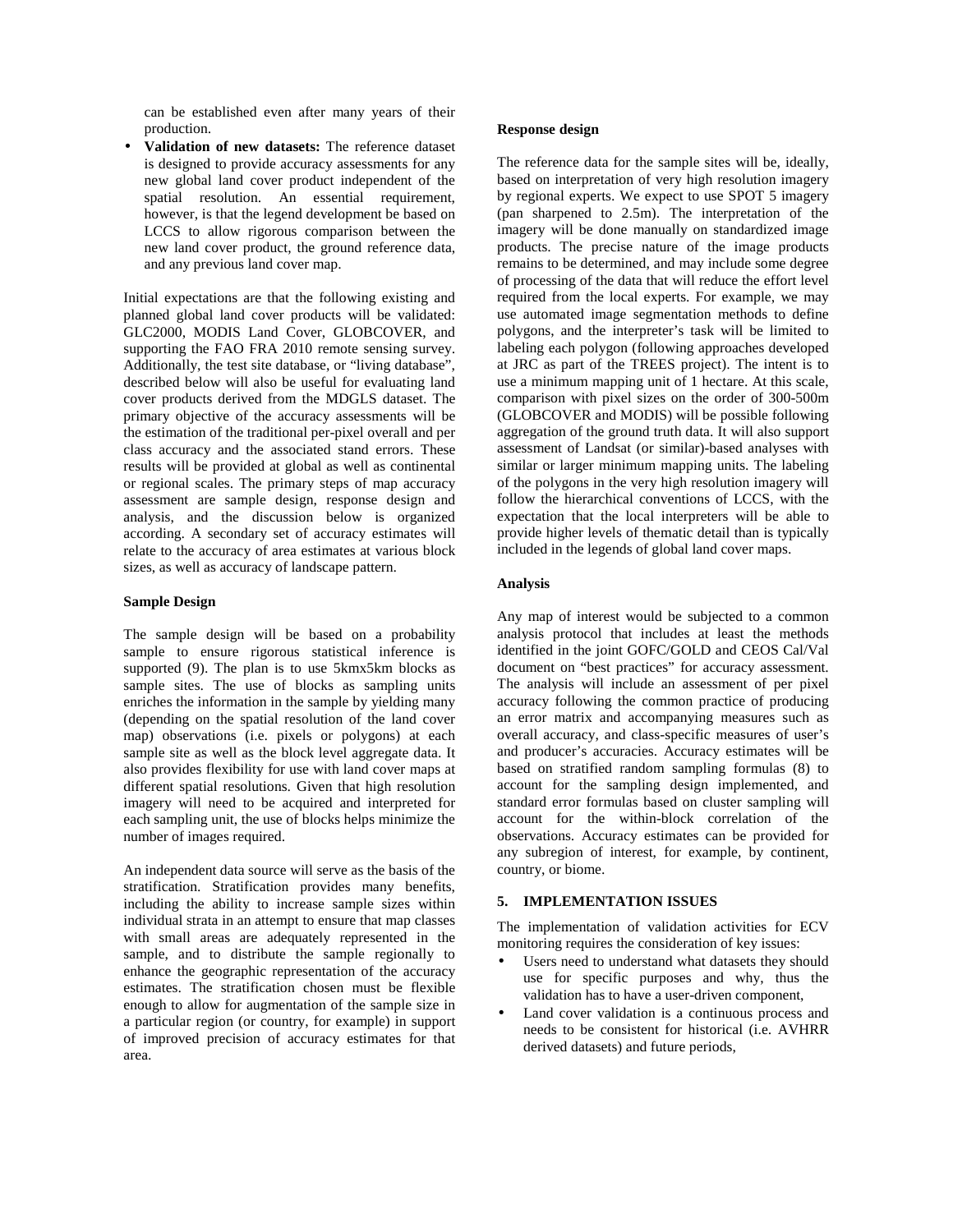can be established even after many years of their production.

- **Validation of new datasets:** The reference dataset is designed to provide accuracy assessments for any new global land cover product independent of the spatial resolution. An essential requirement, however, is that the legend development be based on LCCS to allow rigorous comparison between the new land cover product, the ground reference data, and any previous land cover map.

Initial expectations are that the following existing and planned global land cover products will be validated: GLC2000, MODIS Land Cover, GLOBCOVER, and supporting the FAO FRA 2010 remote sensing survey. Additionally, the test site database, or "living database", described below will also be useful for evaluating land cover products derived from the MDGLS dataset. The primary objective of the accuracy assessments will be the estimation of the traditional per-pixel overall and per class accuracy and the associated stand errors. These results will be provided at global as well as continental or regional scales. The primary steps of map accuracy assessment are sample design, response design and analysis, and the discussion below is organized according. A secondary set of accuracy estimates will relate to the accuracy of area estimates at various block sizes, as well as accuracy of landscape pattern.

**Sample Design**

The sample design will be based on a probability sample to ensure rigorous statistical inference is supported (9). The plan is to use 5kmx5km blocks as sample sites. The use of blocks as sampling units enriches the information in the sample by yielding many (depending on the spatial resolution of the land cover map) observations (i.e. pixels or polygons) at each sample site as well as the block level aggregate data. It also provides flexibility for use with land cover maps at different spatial resolutions. Given that high resolution imagery will need to be acquired and interpreted for each sampling unit, the use of blocks helps minimize the number of images required.

An independent data source will serve as the basis of the stratification. Stratification provides many benefits, including the ability to increase sample sizes within individual strata in an attempt to ensure that map classes with small areas are adequately represented in the sample, and to distribute the sample regionally to enhance the geographic representation of the accuracy estimates. The stratification chosen must be flexible enough to allow for augmentation of the sample size in a particular region (or country, for example) in support of improved precision of accuracy estimates for that area.

**Response design**

The reference data for the sample sites will be, ideally, based on interpretation of very high resolution imagery by regional experts. We expect to use SPOT 5 imagery (pan sharpened to 2.5m). The interpretation of the imagery will be done manually on standardized image products. The precise nature of the image products remains to be determined, and may include some degree of processing of the data that will reduce the effort level required from the local experts. For example, we may use automated image segmentation methods to define polygons, and the interpreter's task will be limited to labeling each polygon (following approaches developed at JRC as part of the TREES project). The intent is to use a minimum mapping unit of 1 hectare. At this scale, comparison with pixel sizes on the order of 300-500m (GLOBCOVER and MODIS) will be possible following aggregation of the ground truth data. It will also support assessment of Landsat (or similar)-based analyses with similar or larger minimum mapping units. The labeling of the polygons in the very high resolution imagery will follow the hierarchical conventions of LCCS, with the expectation that the local interpreters will be able to provide higher levels of thematic detail than is typically included in the legends of global land cover maps.

**Analysis**

Any map of interest would be subjected to a common analysis protocol that includes at least the methods identified in the joint GOFC/GOLD and CEOS Cal/Val document on "best practices" for accuracy assessment. The analysis will include an assessment of per pixel accuracy following the common practice of producing an error matrix and accompanying measures such as overall accuracy, and class-specific measures of user's and producer's accuracies. Accuracy estimates will be based on stratified random sampling formulas (8) to account for the sampling design implemented, and standard error formulas based on cluster sampling will account for the within-block correlation of the observations. Accuracy estimates can be provided for any subregion of interest, for example, by continent, country, or biome.

## 5. IMPLEMENTATION ISSUES

The implementation of validation activities for ECV monitoring requires the consideration of key issues:

- Users need to understand what datasets they should use for specific purposes and why, thus the validation has to have a user-driven component,
- Land cover validation is a continuous process and needs to be consistent for historical (i.e. AVHRR derived datasets) and future periods,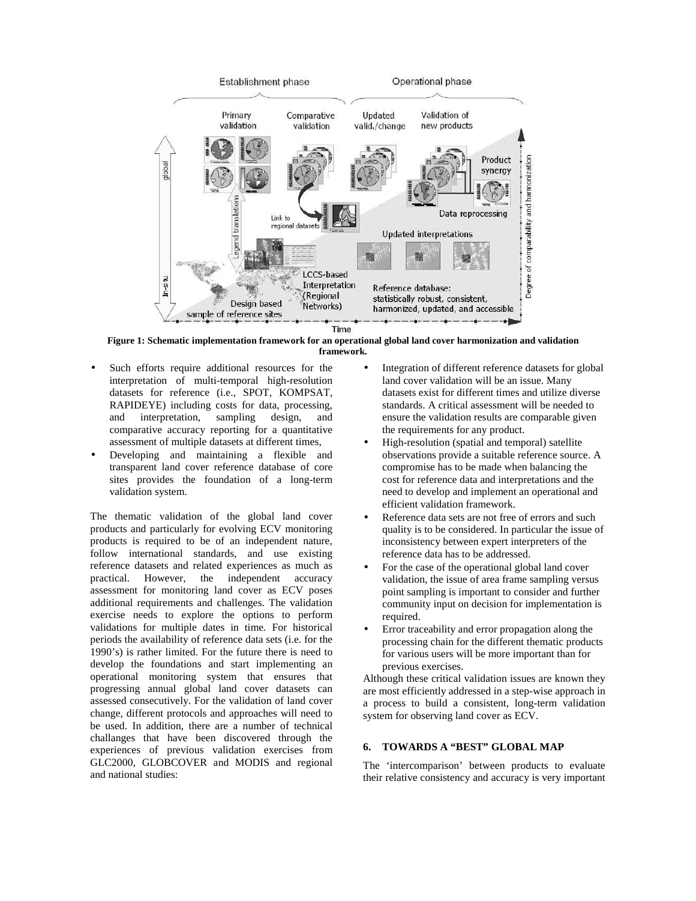**Figure 1: Schematic implementation framework for an operational global land cover harmonization and validation framework.**

- Such efforts require additional resources for the interpretation of multi-temporal high-resolution datasets for reference (i.e., SPOT, KOMPSAT, RAPIDEYE) including costs for data, processing, and interpretation, sampling design, and comparative accuracy reporting for a quantitative assessment of multiple datasets at different times,
- Developing and maintaining a flexible and transparent land cover reference database of core sites provides the foundation of a long-term validation system.

The thematic validation of the global land cover products and particularly for evolving ECV monitoring products is required to be of an independent nature, follow international standards, and use existing reference datasets and related experiences as much as practical. However, the independent accuracy assessment for monitoring land cover as ECV poses additional requirements and challenges. The validation exercise needs to explore the options to perform validations for multiple dates in time. For historical periods the availability of reference data sets (i.e. for the 1990's) is rather limited. For the future there is need to develop the foundations and start implementing an operational monitoring system that ensures that progressing annual global land cover datasets can assessed consecutively. For the validation of land cover change, different protocols and approaches will need to be used. In addition, there are a number of technical challanges that have been discovered through the experiences of previous validation exercises from GLC2000, GLOBCOVER and MODIS and regional and national studies:

- Integration of different reference datasets for global land cover validation will be an issue. Many datasets exist for different times and utilize diverse standards. A critical assessment will be needed to ensure the validation results are comparable given the requirements for any product.
- High-resolution (spatial and temporal) satellite observations provide a suitable reference source. A compromise has to be made when balancing the cost for reference data and interpretations and the need to develop and implement an operational and efficient validation framework.
- Reference data sets are not free of errors and such quality is to be considered. In particular the issue of inconsistency between expert interpreters of the reference data has to be addressed.
- For the case of the operational global land cover validation, the issue of area frame sampling versus point sampling is important to consider and further community input on decision for implementation is required.
- Error traceability and error propagation along the processing chain for the different thematic products for various users will be more important than for previous exercises.

Although these critical validation issues are known they are most efficiently addressed in a step-wise approach in a process to build a consistent, long-term validation system for observing land cover as ECV.

## 6. TOWARDS A "BEST" GLOBAL MAP

The 'intercomparison' between products to evaluate their relative consistency and accuracy is very important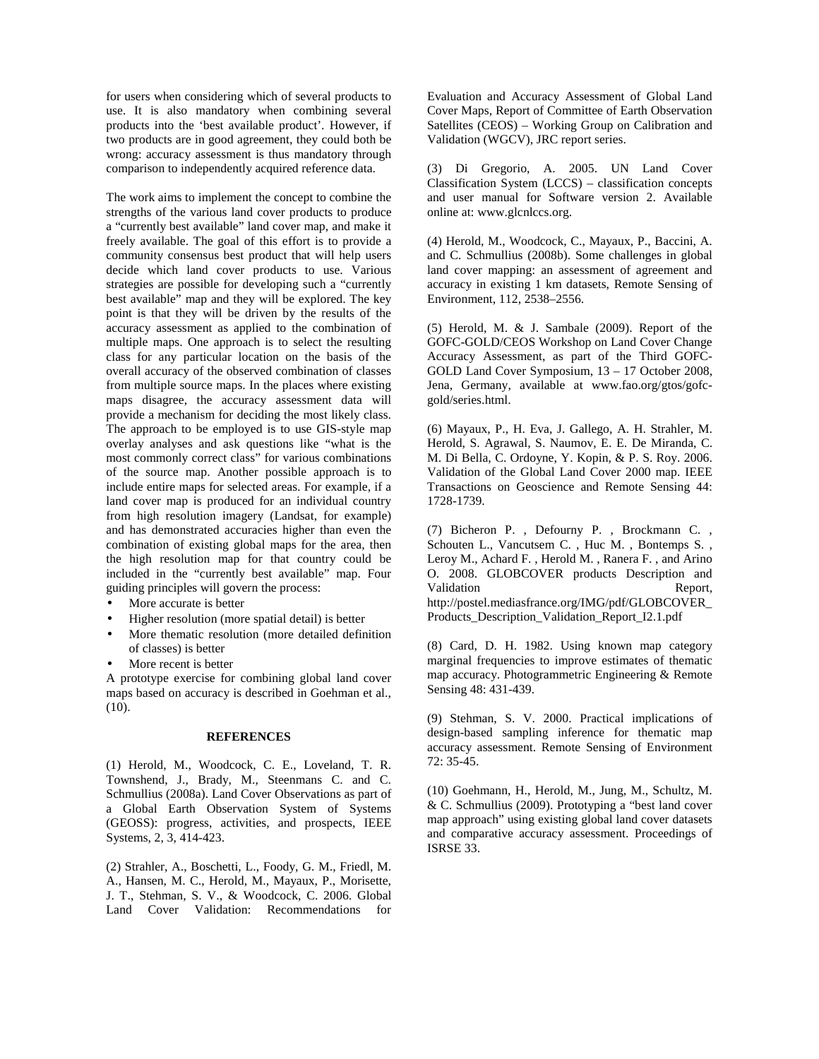for users when considering which of several products to use. It is also mandatory when combining several products into the 'best available product'. However, if two products are in good agreement, they could both be wrong: accuracy assessment is thus mandatory through comparison to independently acquired reference data.

The work aims to implement the concept to combine the strengths of the various land cover products to produce a "currently best available" land cover map, and make it freely available. The goal of this effort is to provide a community consensus best product that will help users decide which land cover products to use. Various strategies are possible for developing such a "currently best available" map and they will be explored. The key point is that they will be driven by the results of the accuracy assessment as applied to the combination of multiple maps. One approach is to select the resulting class for any particular location on the basis of the overall accuracy of the observed combination of classes from multiple source maps. In the places where existing maps disagree, the accuracy assessment data will provide a mechanism for deciding the most likely class. The approach to be employed is to use GIS-style map overlay analyses and ask questions like "what is the most commonly correct class" for various combinations of the source map. Another possible approach is to include entire maps for selected areas. For example, if a land cover map is produced for an individual country from high resolution imagery (Landsat, for example) and has demonstrated accuracies higher than even the combination of existing global maps for the area, then the high resolution map for that country could be included in the "currently best available" map. Four guiding principles will govern the process:

- More accurate is better
- Higher resolution (more spatial detail) is better
- More thematic resolution (more detailed definition of classes) is better
- More recent is better

A prototype exercise for combining global land cover maps based on accuracy is described in Goehman et al., (10).

## REFERENCES

(1) Herold, M., Woodcock, C. E., Loveland, T. R. Townshend, J., Brady, M., Steenmans C. and C. Schmullius (2008a). Land Cover Observations as part of a Global Earth Observation System of Systems (GEOSS): progress, activities, and prospects, IEEE Systems, 2, 3, 414-423.

(2) Strahler, A., Boschetti, L., Foody, G. M., Friedl, M. A., Hansen, M. C., Herold, M., Mayaux, P., Morisette, J. T., Stehman, S. V., & Woodcock, C. 2006. Global Land Cover Validation: Recommendations for Evaluation and Accuracy Assessment of Global Land Cover Maps, Report of Committee of Earth Observation Satellites (CEOS) – Working Group on Calibration and Validation (WGCV), JRC report series.

(3) Di Gregorio, A. 2005. UN Land Cover Classification System (LCCS) – classification concepts and user manual for Software version 2. Available online at: www.glcnlccs.org.

(4) Herold, M., Woodcock, C., Mayaux, P., Baccini, A. and C. Schmullius (2008b). Some challenges in global land cover mapping: an assessment of agreement and accuracy in existing 1 km datasets, Remote Sensing of Environment, 112, 2538–2556.

(5) Herold, M. & J. Sambale (2009). Report of the GOFC-GOLD/CEOS Workshop on Land Cover Change Accuracy Assessment, as part of the Third GOFC-GOLD Land Cover Symposium, 13 – 17 October 2008, Jena, Germany, available at www.fao.org/gtos/gofc-gold/series.html.

(6) Mayaux, P., H. Eva, J. Gallego, A. H. Strahler, M. Herold, S. Agrawal, S. Naumov, E. E. De Miranda, C. M. Di Bella, C. Ordoyne, Y. Kopin, & P. S. Roy. 2006. Validation of the Global Land Cover 2000 map. IEEE Transactions on Geoscience and Remote Sensing 44: 1728-1739.

(7) Bicheron P. , Defourny P. , Brockmann C. , Schouten L., Vancutsem C. , Huc M. , Bontemps S. , Leroy M., Achard F. , Herold M. , Ranera F. , and Arino O. 2008. GLOBCOVER products Description and Validation Report, http://postel.mediasfrance.org/IMG/pdf/GLOBCOVER_Products_Description_Validation_Report_I2.1.pdf

(8) Card, D. H. 1982. Using known map category marginal frequencies to improve estimates of thematic map accuracy. Photogrammetric Engineering & Remote Sensing 48: 431-439.

(9) Stehman, S. V. 2000. Practical implications of design-based sampling inference for thematic map accuracy assessment. Remote Sensing of Environment 72: 35-45.

(10) Goehmann, H., Herold, M., Jung, M., Schultz, M. & C. Schmullius (2009). Prototyping a "best land cover map approach" using existing global land cover datasets and comparative accuracy assessment. Proceedings of ISRSE 33.